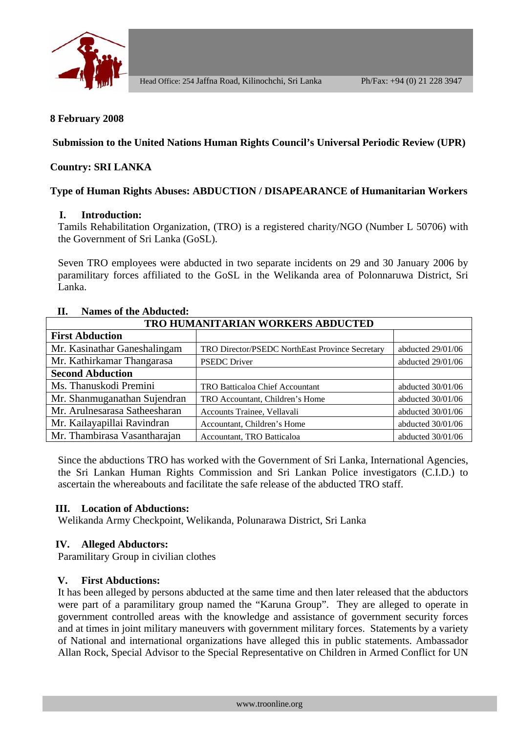Head Office: 254 Jaffna Road, Kilinochchi, Sri Lanka Ph/Fax: +94 (0) 21 228 3947

**8 February 2008**

**Submission to the United Nations Human Rights Council's Universal Periodic Review (UPR)**

**Country: SRI LANKA**

**Type of Human Rights Abuses: ABDUCTION / DISAPEARANCE of Humanitarian Workers**

## I. Introduction:

Tamils Rehabilitation Organization, (TRO) is a registered charity/NGO (Number L 50706) with the Government of Sri Lanka (GoSL).

Seven TRO employees were abducted in two separate incidents on 29 and 30 January 2006 by paramilitary forces affiliated to the GoSL in the Welikanda area of Polonnaruwa District, Sri Lanka.

## II. Names of the Abducted:

| TRO HUMANITARIAN WORKERS ABDUCTED | | |
|---|---|---|
| **First Abduction** | | |
| Mr. Kasinathar Ganeshalingam | TRO Director/PSEDC NorthEast Province Secretary | abducted 29/01/06 |
| Mr. Kathirkamar Thangarasa | PSEDC Driver | abducted 29/01/06 |
| **Second Abduction** | | |
| Ms. Thanuskodi Premini | TRO Batticaloa Chief Accountant | abducted 30/01/06 |
| Mr. Shanmuganathan Sujendran | TRO Accountant, Children's Home | abducted 30/01/06 |
| Mr. Arulnesarasa Satheesharan | Accounts Trainee, Vellavali | abducted 30/01/06 |
| Mr. Kailayapillai Ravindran | Accountant, Children's Home | abducted 30/01/06 |
| Mr. Thambirasa Vasantharajan | Accountant, TRO Batticaloa | abducted 30/01/06 |

Since the abductions TRO has worked with the Government of Sri Lanka, International Agencies, the Sri Lankan Human Rights Commission and Sri Lankan Police investigators (C.I.D.) to ascertain the whereabouts and facilitate the safe release of the abducted TRO staff.

## III. Location of Abductions:

Welikanda Army Checkpoint, Welikanda, Polunarawa District, Sri Lanka

## IV. Alleged Abductors:

Paramilitary Group in civilian clothes

## V. First Abductions:

It has been alleged by persons abducted at the same time and then later released that the abductors were part of a paramilitary group named the "Karuna Group". They are alleged to operate in government controlled areas with the knowledge and assistance of government security forces and at times in joint military maneuvers with government military forces. Statements by a variety of National and international organizations have alleged this in public statements. Ambassador Allan Rock, Special Advisor to the Special Representative on Children in Armed Conflict for UN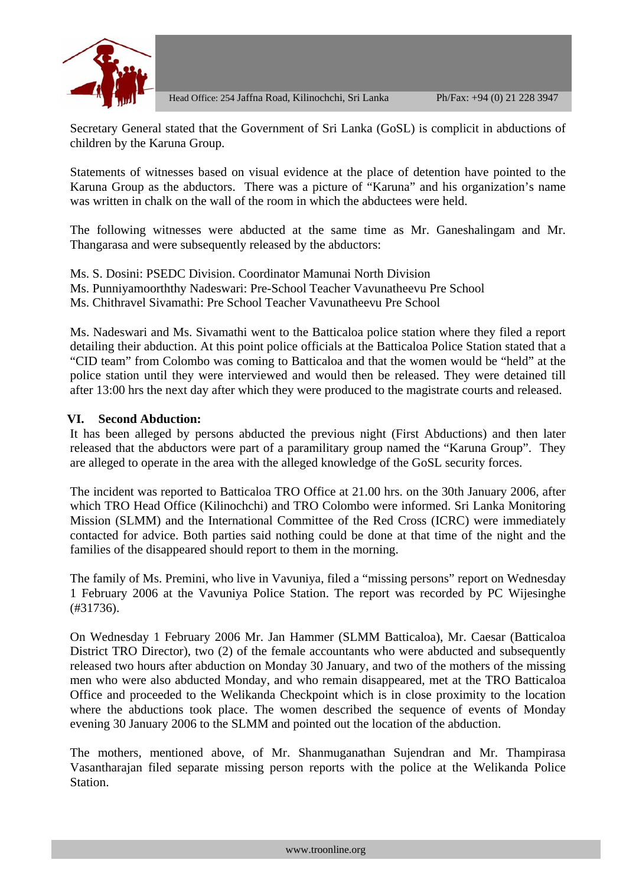Secretary General stated that the Government of Sri Lanka (GoSL) is complicit in abductions of children by the Karuna Group.

Statements of witnesses based on visual evidence at the place of detention have pointed to the Karuna Group as the abductors. There was a picture of "Karuna" and his organization's name was written in chalk on the wall of the room in which the abductees were held.

The following witnesses were abducted at the same time as Mr. Ganeshalingam and Mr. Thangarasa and were subsequently released by the abductors:

Ms. S. Dosini: PSEDC Division. Coordinator Mamunai North Division
Ms. Punniyamoorththy Nadeswari: Pre-School Teacher Vavunatheevu Pre School
Ms. Chithravel Sivamathi: Pre School Teacher Vavunatheevu Pre School

Ms. Nadeswari and Ms. Sivamathi went to the Batticaloa police station where they filed a report detailing their abduction. At this point police officials at the Batticaloa Police Station stated that a "CID team" from Colombo was coming to Batticaloa and that the women would be "held" at the police station until they were interviewed and would then be released. They were detained till after 13:00 hrs the next day after which they were produced to the magistrate courts and released.

## VI. Second Abduction:

It has been alleged by persons abducted the previous night (First Abductions) and then later released that the abductors were part of a paramilitary group named the "Karuna Group". They are alleged to operate in the area with the alleged knowledge of the GoSL security forces.

The incident was reported to Batticaloa TRO Office at 21.00 hrs. on the 30th January 2006, after which TRO Head Office (Kilinochchi) and TRO Colombo were informed. Sri Lanka Monitoring Mission (SLMM) and the International Committee of the Red Cross (ICRC) were immediately contacted for advice. Both parties said nothing could be done at that time of the night and the families of the disappeared should report to them in the morning.

The family of Ms. Premini, who live in Vavuniya, filed a "missing persons" report on Wednesday 1 February 2006 at the Vavuniya Police Station. The report was recorded by PC Wijesinghe (#31736).

On Wednesday 1 February 2006 Mr. Jan Hammer (SLMM Batticaloa), Mr. Caesar (Batticaloa District TRO Director), two (2) of the female accountants who were abducted and subsequently released two hours after abduction on Monday 30 January, and two of the mothers of the missing men who were also abducted Monday, and who remain disappeared, met at the TRO Batticaloa Office and proceeded to the Welikanda Checkpoint which is in close proximity to the location where the abductions took place. The women described the sequence of events of Monday evening 30 January 2006 to the SLMM and pointed out the location of the abduction.

The mothers, mentioned above, of Mr. Shanmuganathan Sujendran and Mr. Thampirasa Vasantharajan filed separate missing person reports with the police at the Welikanda Police Station.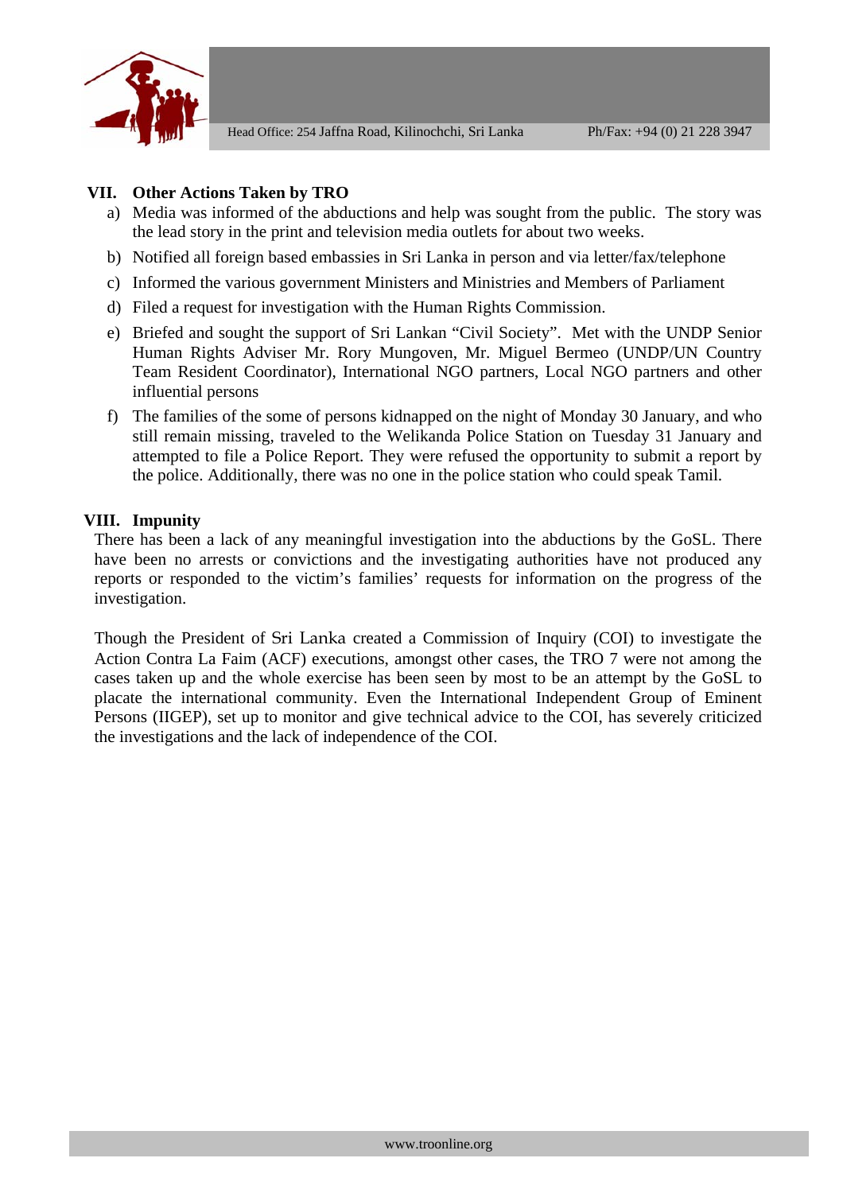## VII. Other Actions Taken by TRO

a) Media was informed of the abductions and help was sought from the public. The story was the lead story in the print and television media outlets for about two weeks.

b) Notified all foreign based embassies in Sri Lanka in person and via letter/fax/telephone

c) Informed the various government Ministers and Ministries and Members of Parliament

d) Filed a request for investigation with the Human Rights Commission.

e) Briefed and sought the support of Sri Lankan "Civil Society". Met with the UNDP Senior Human Rights Adviser Mr. Rory Mungoven, Mr. Miguel Bermeo (UNDP/UN Country Team Resident Coordinator), International NGO partners, Local NGO partners and other influential persons

f) The families of the some of persons kidnapped on the night of Monday 30 January, and who still remain missing, traveled to the Welikanda Police Station on Tuesday 31 January and attempted to file a Police Report. They were refused the opportunity to submit a report by the police. Additionally, there was no one in the police station who could speak Tamil.

## VIII. Impunity

There has been a lack of any meaningful investigation into the abductions by the GoSL. There have been no arrests or convictions and the investigating authorities have not produced any reports or responded to the victim's families' requests for information on the progress of the investigation.

Though the President of Sri Lanka created a Commission of Inquiry (COI) to investigate the Action Contra La Faim (ACF) executions, amongst other cases, the TRO 7 were not among the cases taken up and the whole exercise has been seen by most to be an attempt by the GoSL to placate the international community. Even the International Independent Group of Eminent Persons (IIGEP), set up to monitor and give technical advice to the COI, has severely criticized the investigations and the lack of independence of the COI.